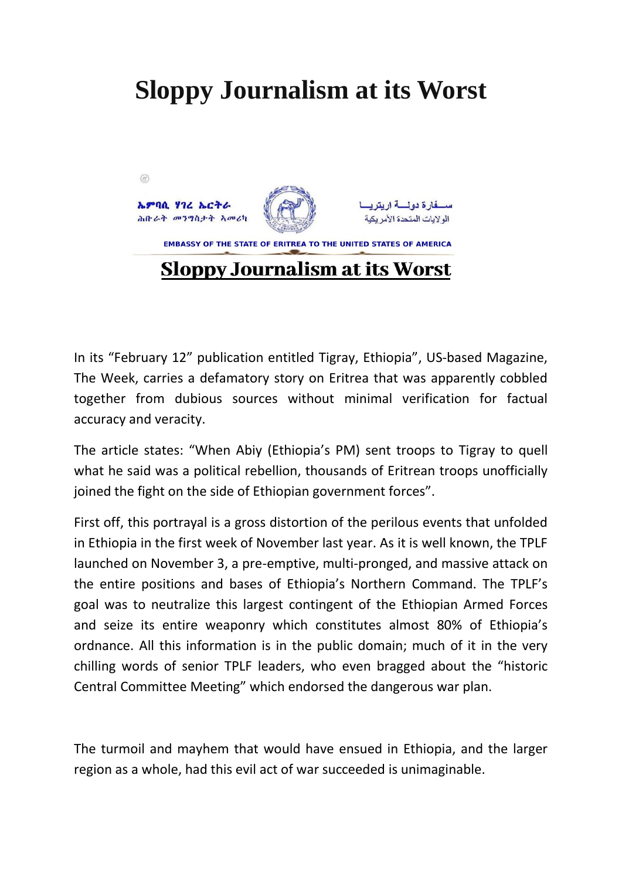# Sloppy Journalism at its Worst

ኤምባሲ ሃገረ ኤርትራ
ሕቡራት መንግስታት ኣመሪካ

ســفارة دولــة اريتريــا
الولايات المتحدة الأمريكية

EMBASSY OF THE STATE OF ERITREA TO THE UNITED STATES OF AMERICA

## Sloppy Journalism at its Worst

In its "February 12" publication entitled Tigray, Ethiopia", US-based Magazine, The Week, carries a defamatory story on Eritrea that was apparently cobbled together from dubious sources without minimal verification for factual accuracy and veracity.

The article states: "When Abiy (Ethiopia's PM) sent troops to Tigray to quell what he said was a political rebellion, thousands of Eritrean troops unofficially joined the fight on the side of Ethiopian government forces".

First off, this portrayal is a gross distortion of the perilous events that unfolded in Ethiopia in the first week of November last year. As it is well known, the TPLF launched on November 3, a pre-emptive, multi-pronged, and massive attack on the entire positions and bases of Ethiopia's Northern Command. The TPLF's goal was to neutralize this largest contingent of the Ethiopian Armed Forces and seize its entire weaponry which constitutes almost 80% of Ethiopia's ordnance. All this information is in the public domain; much of it in the very chilling words of senior TPLF leaders, who even bragged about the "historic Central Committee Meeting" which endorsed the dangerous war plan.

The turmoil and mayhem that would have ensued in Ethiopia, and the larger region as a whole, had this evil act of war succeeded is unimaginable.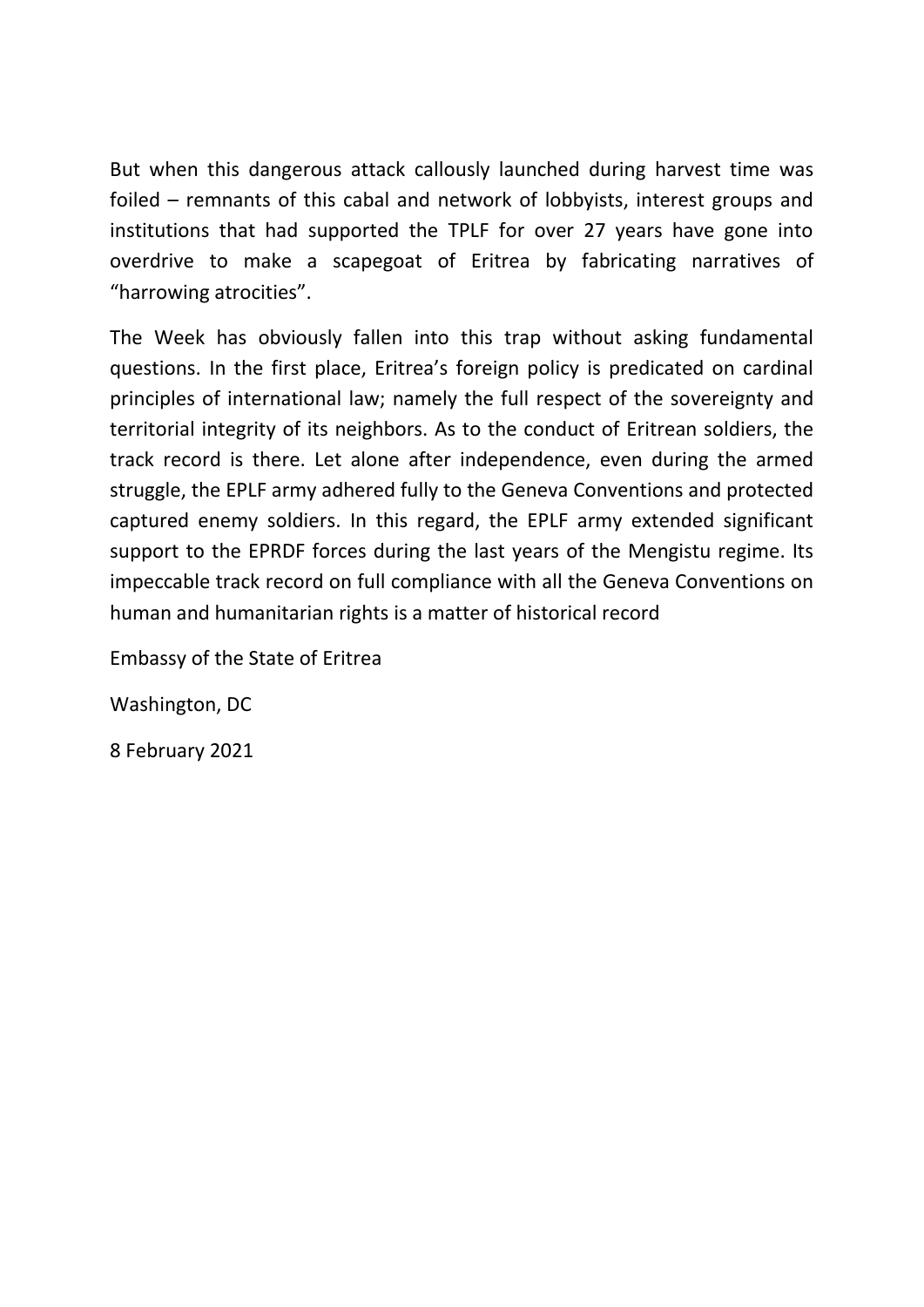But when this dangerous attack callously launched during harvest time was foiled – remnants of this cabal and network of lobbyists, interest groups and institutions that had supported the TPLF for over 27 years have gone into overdrive to make a scapegoat of Eritrea by fabricating narratives of "harrowing atrocities".

The Week has obviously fallen into this trap without asking fundamental questions. In the first place, Eritrea's foreign policy is predicated on cardinal principles of international law; namely the full respect of the sovereignty and territorial integrity of its neighbors. As to the conduct of Eritrean soldiers, the track record is there. Let alone after independence, even during the armed struggle, the EPLF army adhered fully to the Geneva Conventions and protected captured enemy soldiers. In this regard, the EPLF army extended significant support to the EPRDF forces during the last years of the Mengistu regime. Its impeccable track record on full compliance with all the Geneva Conventions on human and humanitarian rights is a matter of historical record

Embassy of the State of Eritrea

Washington, DC

8 February 2021